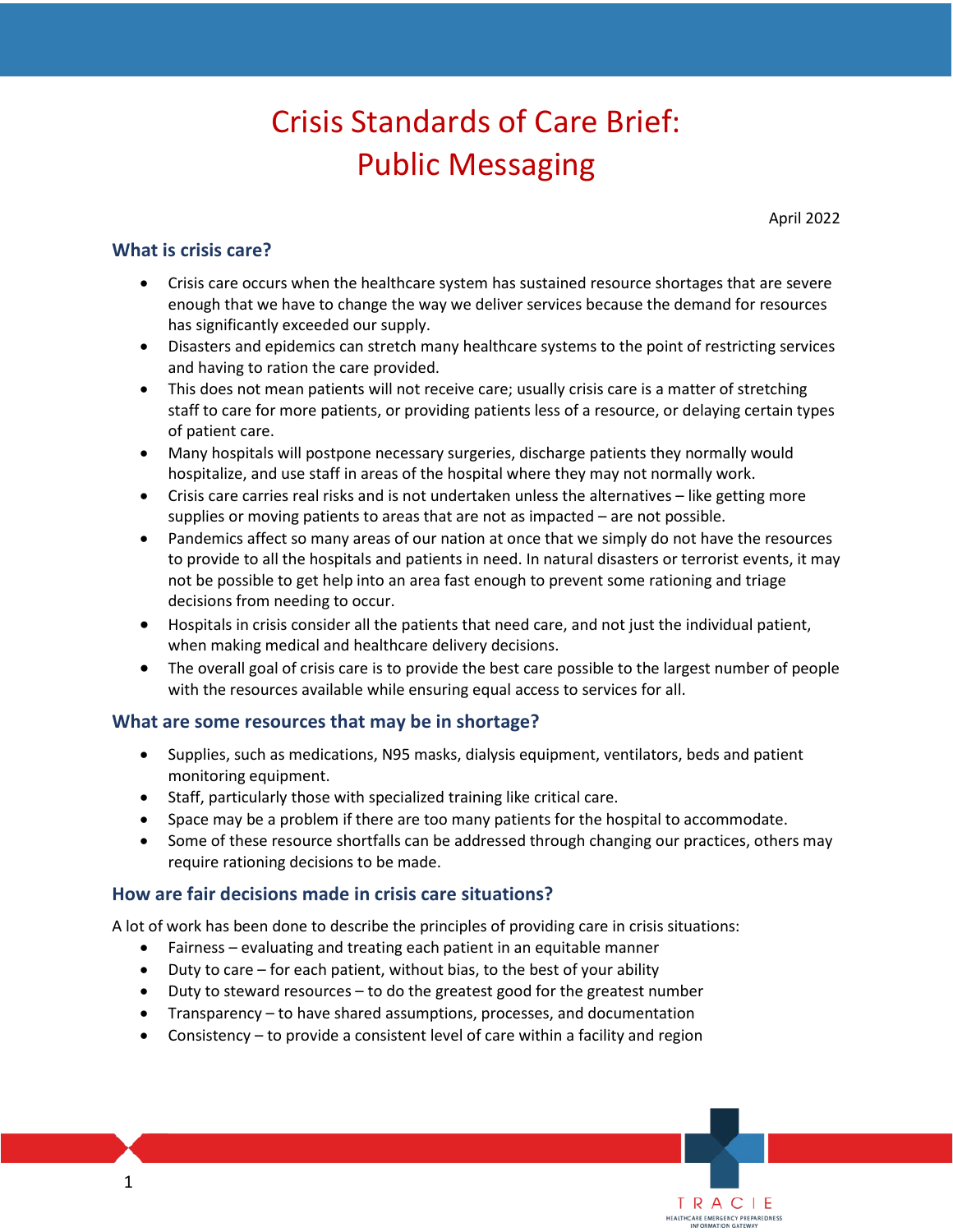# Crisis Standards of Care Brief: Public Messaging

April 2022

## What is crisis care?

- Crisis care occurs when the healthcare system has sustained resource shortages that are severe enough that we have to change the way we deliver services because the demand for resources has significantly exceeded our supply.
- Disasters and epidemics can stretch many healthcare systems to the point of restricting services and having to ration the care provided.
- This does not mean patients will not receive care; usually crisis care is a matter of stretching staff to care for more patients, or providing patients less of a resource, or delaying certain types of patient care.
- Many hospitals will postpone necessary surgeries, discharge patients they normally would hospitalize, and use staff in areas of the hospital where they may not normally work.
- Crisis care carries real risks and is not undertaken unless the alternatives – like getting more supplies or moving patients to areas that are not as impacted – are not possible.
- Pandemics affect so many areas of our nation at once that we simply do not have the resources to provide to all the hospitals and patients in need. In natural disasters or terrorist events, it may not be possible to get help into an area fast enough to prevent some rationing and triage decisions from needing to occur.
- Hospitals in crisis consider all the patients that need care, and not just the individual patient, when making medical and healthcare delivery decisions.
- The overall goal of crisis care is to provide the best care possible to the largest number of people with the resources available while ensuring equal access to services for all.

## What are some resources that may be in shortage?

- Supplies, such as medications, N95 masks, dialysis equipment, ventilators, beds and patient monitoring equipment.
- Staff, particularly those with specialized training like critical care.
- Space may be a problem if there are too many patients for the hospital to accommodate.
- Some of these resource shortfalls can be addressed through changing our practices, others may require rationing decisions to be made.

## How are fair decisions made in crisis care situations?

A lot of work has been done to describe the principles of providing care in crisis situations:

- Fairness – evaluating and treating each patient in an equitable manner
- Duty to care – for each patient, without bias, to the best of your ability
- Duty to steward resources – to do the greatest good for the greatest number
- Transparency – to have shared assumptions, processes, and documentation
- Consistency – to provide a consistent level of care within a facility and region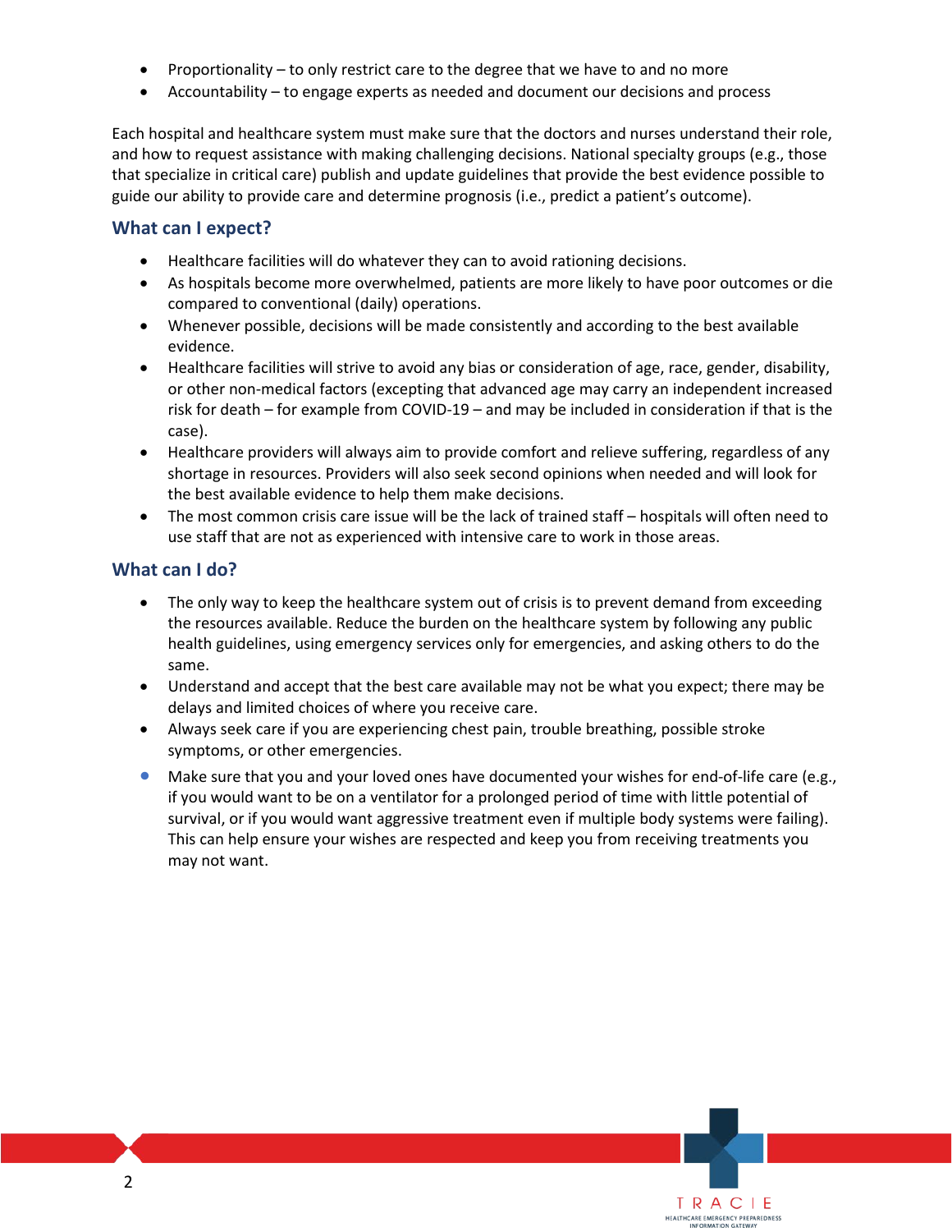- Proportionality – to only restrict care to the degree that we have to and no more
- Accountability – to engage experts as needed and document our decisions and process

Each hospital and healthcare system must make sure that the doctors and nurses understand their role, and how to request assistance with making challenging decisions. National specialty groups (e.g., those that specialize in critical care) publish and update guidelines that provide the best evidence possible to guide our ability to provide care and determine prognosis (i.e., predict a patient's outcome).

## What can I expect?

- Healthcare facilities will do whatever they can to avoid rationing decisions.
- As hospitals become more overwhelmed, patients are more likely to have poor outcomes or die compared to conventional (daily) operations.
- Whenever possible, decisions will be made consistently and according to the best available evidence.
- Healthcare facilities will strive to avoid any bias or consideration of age, race, gender, disability, or other non-medical factors (excepting that advanced age may carry an independent increased risk for death – for example from COVID-19 – and may be included in consideration if that is the case).
- Healthcare providers will always aim to provide comfort and relieve suffering, regardless of any shortage in resources. Providers will also seek second opinions when needed and will look for the best available evidence to help them make decisions.
- The most common crisis care issue will be the lack of trained staff – hospitals will often need to use staff that are not as experienced with intensive care to work in those areas.

## What can I do?

- The only way to keep the healthcare system out of crisis is to prevent demand from exceeding the resources available. Reduce the burden on the healthcare system by following any public health guidelines, using emergency services only for emergencies, and asking others to do the same.
- Understand and accept that the best care available may not be what you expect; there may be delays and limited choices of where you receive care.
- Always seek care if you are experiencing chest pain, trouble breathing, possible stroke symptoms, or other emergencies.
- Make sure that you and your loved ones have documented your wishes for end-of-life care (e.g., if you would want to be on a ventilator for a prolonged period of time with little potential of survival, or if you would want aggressive treatment even if multiple body systems were failing). This can help ensure your wishes are respected and keep you from receiving treatments you may not want.